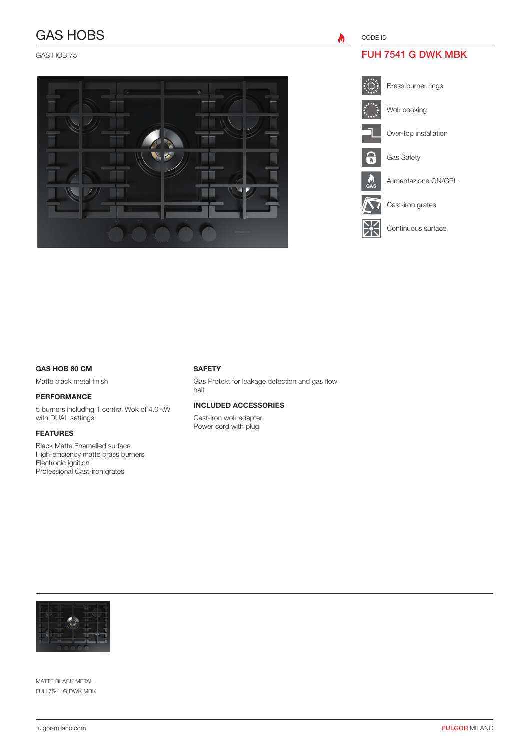# GAS HOBS

GAS HOB 75

CODE ID

## FUH 7541 G DWK MBK

- Brass burner rings
- Wok cooking
- Over-top installation
- Gas Safety
- Alimentazione GN/GPL
- Cast-iron grates
- Continuous surface

### GAS HOB 80 CM

Matte black metal finish

### PERFORMANCE

5 burners including 1 central Wok of 4.0 kW with DUAL settings

### FEATURES

Black Matte Enamelled surface
High-efficiency matte brass burners
Electronic ignition
Professional Cast-iron grates

### SAFETY

Gas Protekt for leakage detection and gas flow halt

### INCLUDED ACCESSORIES

Cast-iron wok adapter
Power cord with plug

MATTE BLACK METAL
FUH 7541 G DWK MBK

fulgor-milano.com

FULGOR MILANO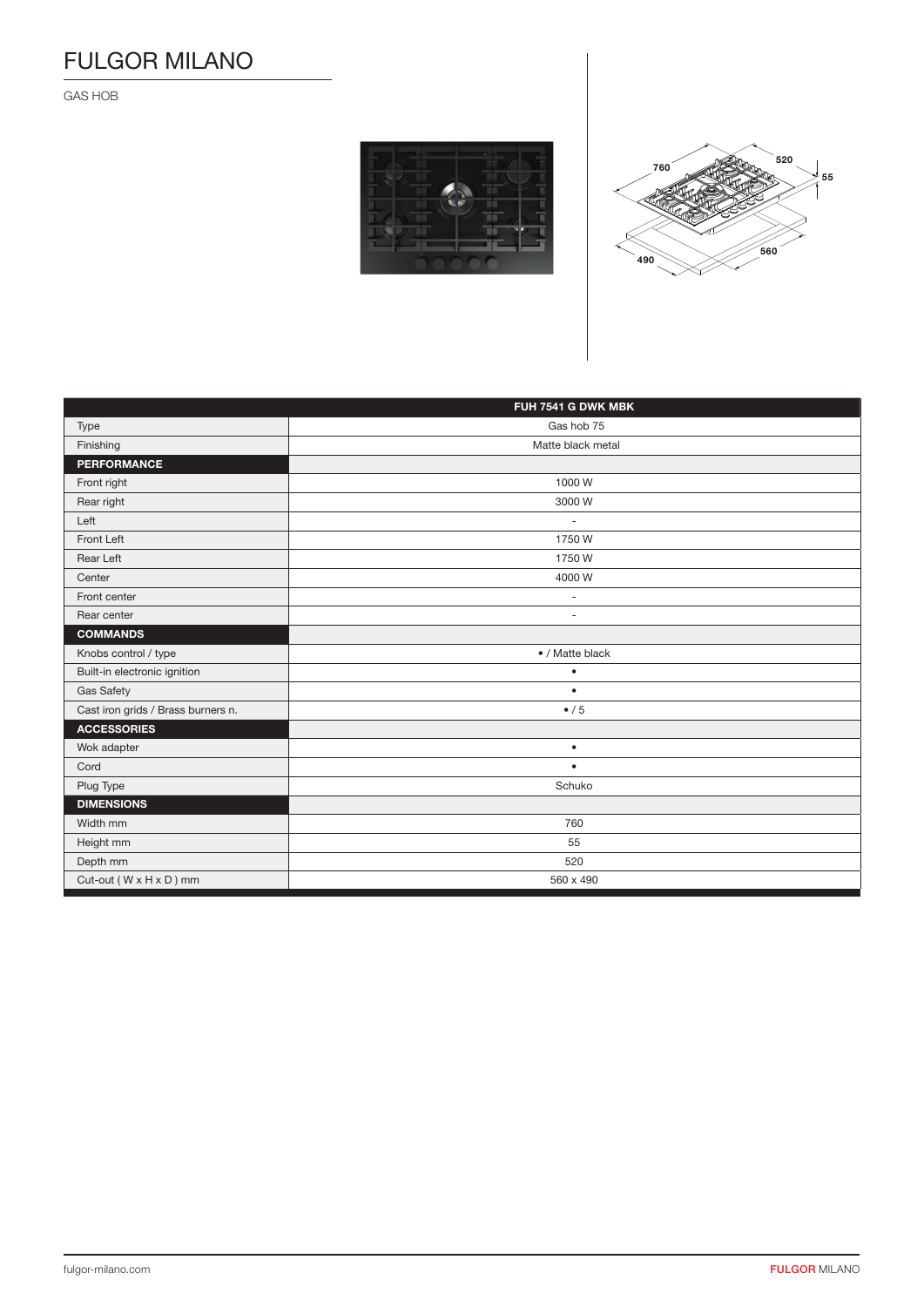# FULGOR MILANO

GAS HOB

760
520
55
490
560

| | FUH 7541 G DWK MBK |
|---|---|
| Type | Gas hob 75 |
| Finishing | Matte black metal |
| **PERFORMANCE** | |
| Front right | 1000 W |
| Rear right | 3000 W |
| Left | - |
| Front Left | 1750 W |
| Rear Left | 1750 W |
| Center | 4000 W |
| Front center | - |
| Rear center | - |
| **COMMANDS** | |
| Knobs control / type | • / Matte black |
| Built-in electronic ignition | • |
| Gas Safety | • |
| Cast iron grids / Brass burners n. | • / 5 |
| **ACCESSORIES** | |
| Wok adapter | • |
| Cord | • |
| Plug Type | Schuko |
| **DIMENSIONS** | |
| Width mm | 760 |
| Height mm | 55 |
| Depth mm | 520 |
| Cut-out ( W x H x D ) mm | 560 x 490 |

fulgor-milano.com

FULGOR MILANO